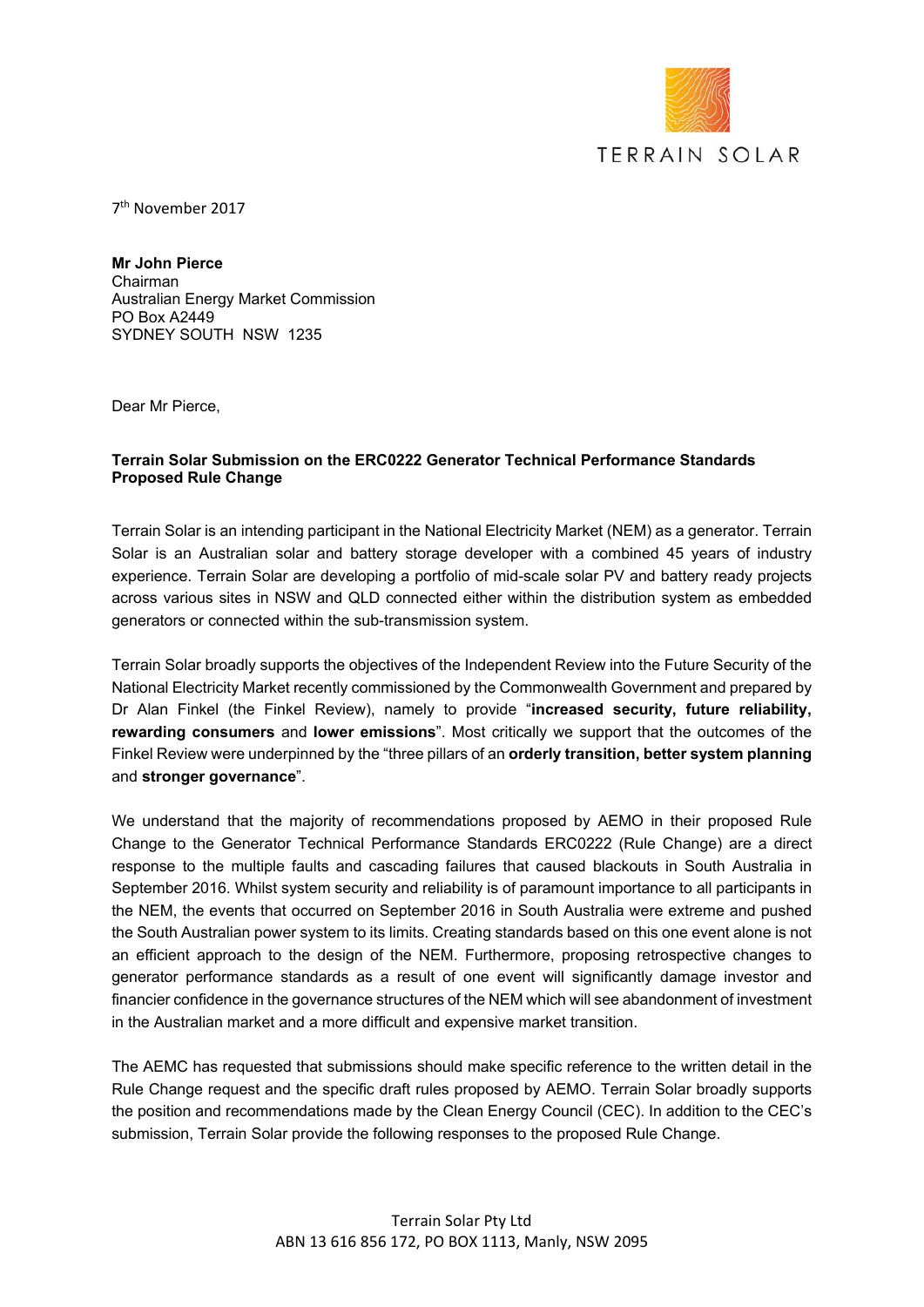TERRAIN SOLAR

7th November 2017

**Mr John Pierce**
Chairman
Australian Energy Market Commission
PO Box A2449
SYDNEY SOUTH NSW 1235

Dear Mr Pierce,

**Terrain Solar Submission on the ERC0222 Generator Technical Performance Standards Proposed Rule Change**

Terrain Solar is an intending participant in the National Electricity Market (NEM) as a generator. Terrain Solar is an Australian solar and battery storage developer with a combined 45 years of industry experience. Terrain Solar are developing a portfolio of mid-scale solar PV and battery ready projects across various sites in NSW and QLD connected either within the distribution system as embedded generators or connected within the sub-transmission system.

Terrain Solar broadly supports the objectives of the Independent Review into the Future Security of the National Electricity Market recently commissioned by the Commonwealth Government and prepared by Dr Alan Finkel (the Finkel Review), namely to provide "**increased security, future reliability, rewarding consumers** and **lower emissions**". Most critically we support that the outcomes of the Finkel Review were underpinned by the "three pillars of an **orderly transition, better system planning** and **stronger governance**".

We understand that the majority of recommendations proposed by AEMO in their proposed Rule Change to the Generator Technical Performance Standards ERC0222 (Rule Change) are a direct response to the multiple faults and cascading failures that caused blackouts in South Australia in September 2016. Whilst system security and reliability is of paramount importance to all participants in the NEM, the events that occurred on September 2016 in South Australia were extreme and pushed the South Australian power system to its limits. Creating standards based on this one event alone is not an efficient approach to the design of the NEM. Furthermore, proposing retrospective changes to generator performance standards as a result of one event will significantly damage investor and financier confidence in the governance structures of the NEM which will see abandonment of investment in the Australian market and a more difficult and expensive market transition.

The AEMC has requested that submissions should make specific reference to the written detail in the Rule Change request and the specific draft rules proposed by AEMO. Terrain Solar broadly supports the position and recommendations made by the Clean Energy Council (CEC). In addition to the CEC's submission, Terrain Solar provide the following responses to the proposed Rule Change.

Terrain Solar Pty Ltd
ABN 13 616 856 172, PO BOX 1113, Manly, NSW 2095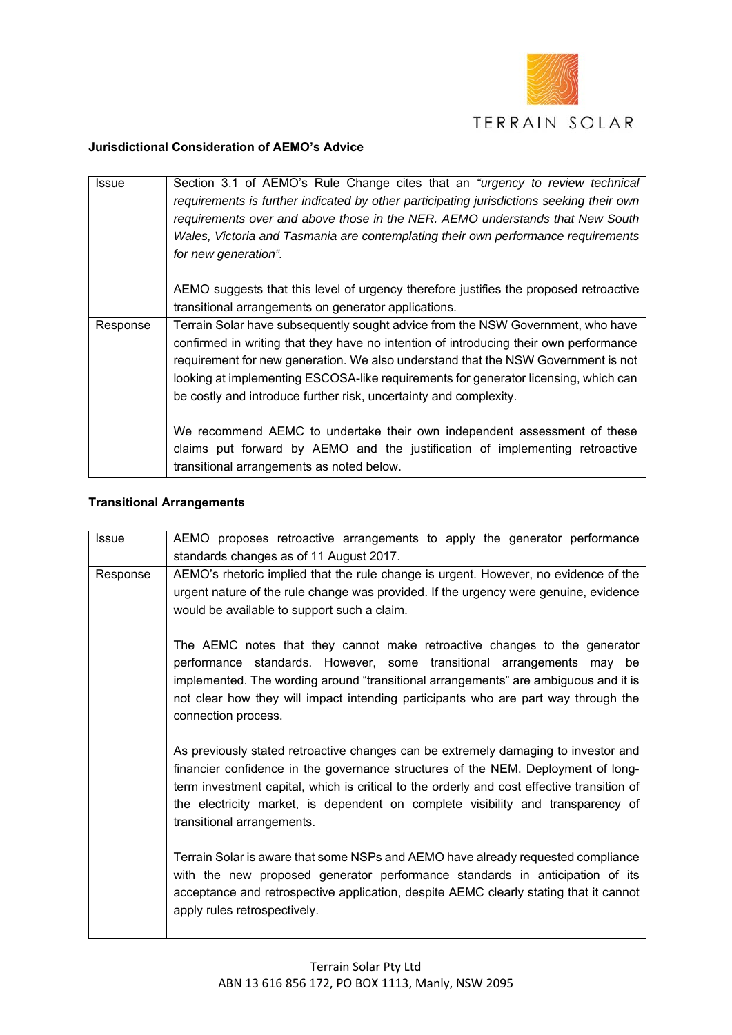**Jurisdictional Consideration of AEMO's Advice**

| | |
|---|---|
| Issue | Section 3.1 of AEMO's Rule Change cites that an *"urgency to review technical requirements is further indicated by other participating jurisdictions seeking their own requirements over and above those in the NER. AEMO understands that New South Wales, Victoria and Tasmania are contemplating their own performance requirements for new generation".*<br><br>AEMO suggests that this level of urgency therefore justifies the proposed retroactive transitional arrangements on generator applications. |
| Response | Terrain Solar have subsequently sought advice from the NSW Government, who have confirmed in writing that they have no intention of introducing their own performance requirement for new generation. We also understand that the NSW Government is not looking at implementing ESCOSA-like requirements for generator licensing, which can be costly and introduce further risk, uncertainty and complexity.<br><br>We recommend AEMC to undertake their own independent assessment of these claims put forward by AEMO and the justification of implementing retroactive transitional arrangements as noted below. |

**Transitional Arrangements**

| | |
|---|---|
| Issue | AEMO proposes retroactive arrangements to apply the generator performance standards changes as of 11 August 2017. |
| Response | AEMO's rhetoric implied that the rule change is urgent. However, no evidence of the urgent nature of the rule change was provided. If the urgency were genuine, evidence would be available to support such a claim.<br><br>The AEMC notes that they cannot make retroactive changes to the generator performance standards. However, some transitional arrangements may be implemented. The wording around "transitional arrangements" are ambiguous and it is not clear how they will impact intending participants who are part way through the connection process.<br><br>As previously stated retroactive changes can be extremely damaging to investor and financier confidence in the governance structures of the NEM. Deployment of long-term investment capital, which is critical to the orderly and cost effective transition of the electricity market, is dependent on complete visibility and transparency of transitional arrangements.<br><br>Terrain Solar is aware that some NSPs and AEMO have already requested compliance with the new proposed generator performance standards in anticipation of its acceptance and retrospective application, despite AEMC clearly stating that it cannot apply rules retrospectively. |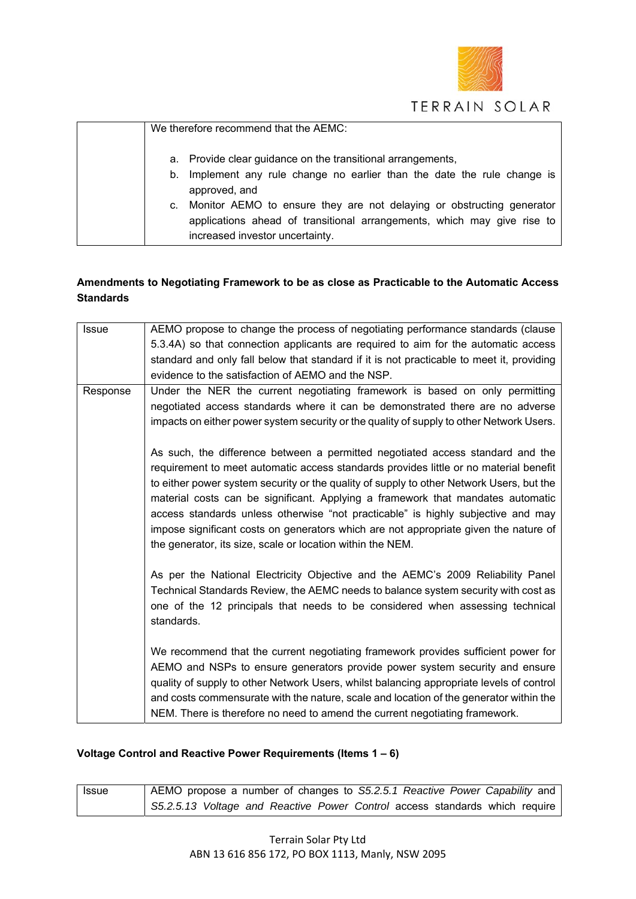| | We therefore recommend that the AEMC:<br><br>a. Provide clear guidance on the transitional arrangements,<br>b. Implement any rule change no earlier than the date the rule change is approved, and<br>c. Monitor AEMO to ensure they are not delaying or obstructing generator applications ahead of transitional arrangements, which may give rise to increased investor uncertainty. |
|---|---|

**Amendments to Negotiating Framework to be as close as Practicable to the Automatic Access Standards**

| Issue | AEMO propose to change the process of negotiating performance standards (clause 5.3.4A) so that connection applicants are required to aim for the automatic access standard and only fall below that standard if it is not practicable to meet it, providing evidence to the satisfaction of AEMO and the NSP. |
|---|---|
| Response | Under the NER the current negotiating framework is based on only permitting negotiated access standards where it can be demonstrated there are no adverse impacts on either power system security or the quality of supply to other Network Users.<br><br>As such, the difference between a permitted negotiated access standard and the requirement to meet automatic access standards provides little or no material benefit to either power system security or the quality of supply to other Network Users, but the material costs can be significant. Applying a framework that mandates automatic access standards unless otherwise "not practicable" is highly subjective and may impose significant costs on generators which are not appropriate given the nature of the generator, its size, scale or location within the NEM.<br><br>As per the National Electricity Objective and the AEMC's 2009 Reliability Panel Technical Standards Review, the AEMC needs to balance system security with cost as one of the 12 principals that needs to be considered when assessing technical standards.<br><br>We recommend that the current negotiating framework provides sufficient power for AEMO and NSPs to ensure generators provide power system security and ensure quality of supply to other Network Users, whilst balancing appropriate levels of control and costs commensurate with the nature, scale and location of the generator within the NEM. There is therefore no need to amend the current negotiating framework. |

**Voltage Control and Reactive Power Requirements (Items 1 – 6)**

| Issue | AEMO propose a number of changes to *S5.2.5.1 Reactive Power Capability* and *S5.2.5.13 Voltage and Reactive Power Control* access standards which require |
|---|---|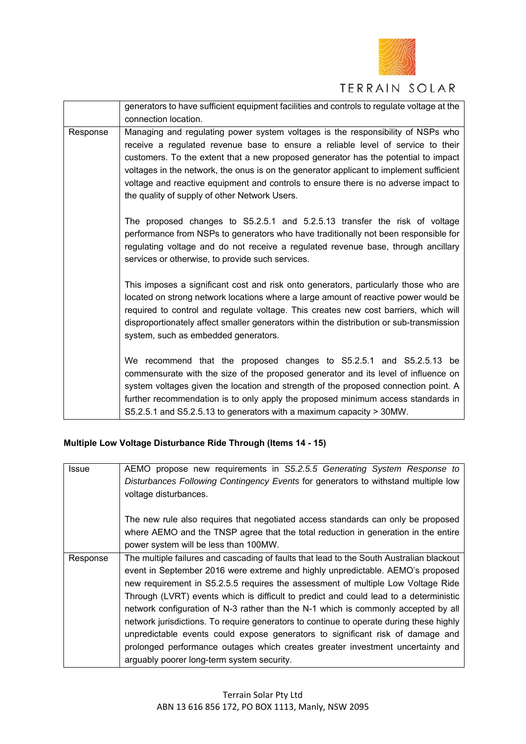|  | generators to have sufficient equipment facilities and controls to regulate voltage at the connection location. |
|---|---|
| Response | Managing and regulating power system voltages is the responsibility of NSPs who receive a regulated revenue base to ensure a reliable level of service to their customers. To the extent that a new proposed generator has the potential to impact voltages in the network, the onus is on the generator applicant to implement sufficient voltage and reactive equipment and controls to ensure there is no adverse impact to the quality of supply of other Network Users.<br><br>The proposed changes to S5.2.5.1 and 5.2.5.13 transfer the risk of voltage performance from NSPs to generators who have traditionally not been responsible for regulating voltage and do not receive a regulated revenue base, through ancillary services or otherwise, to provide such services.<br><br>This imposes a significant cost and risk onto generators, particularly those who are located on strong network locations where a large amount of reactive power would be required to control and regulate voltage. This creates new cost barriers, which will disproportionately affect smaller generators within the distribution or sub-transmission system, such as embedded generators.<br><br>We recommend that the proposed changes to S5.2.5.1 and S5.2.5.13 be commensurate with the size of the proposed generator and its level of influence on system voltages given the location and strength of the proposed connection point. A further recommendation is to only apply the proposed minimum access standards in S5.2.5.1 and S5.2.5.13 to generators with a maximum capacity > 30MW. |

**Multiple Low Voltage Disturbance Ride Through (Items 14 - 15)**

| Issue | AEMO propose new requirements in *S5.2.5.5 Generating System Response to Disturbances Following Contingency Events* for generators to withstand multiple low voltage disturbances.<br><br>The new rule also requires that negotiated access standards can only be proposed where AEMO and the TNSP agree that the total reduction in generation in the entire power system will be less than 100MW. |
|---|---|
| Response | The multiple failures and cascading of faults that lead to the South Australian blackout event in September 2016 were extreme and highly unpredictable. AEMO's proposed new requirement in S5.2.5.5 requires the assessment of multiple Low Voltage Ride Through (LVRT) events which is difficult to predict and could lead to a deterministic network configuration of N-3 rather than the N-1 which is commonly accepted by all network jurisdictions. To require generators to continue to operate during these highly unpredictable events could expose generators to significant risk of damage and prolonged performance outages which creates greater investment uncertainty and arguably poorer long-term system security. |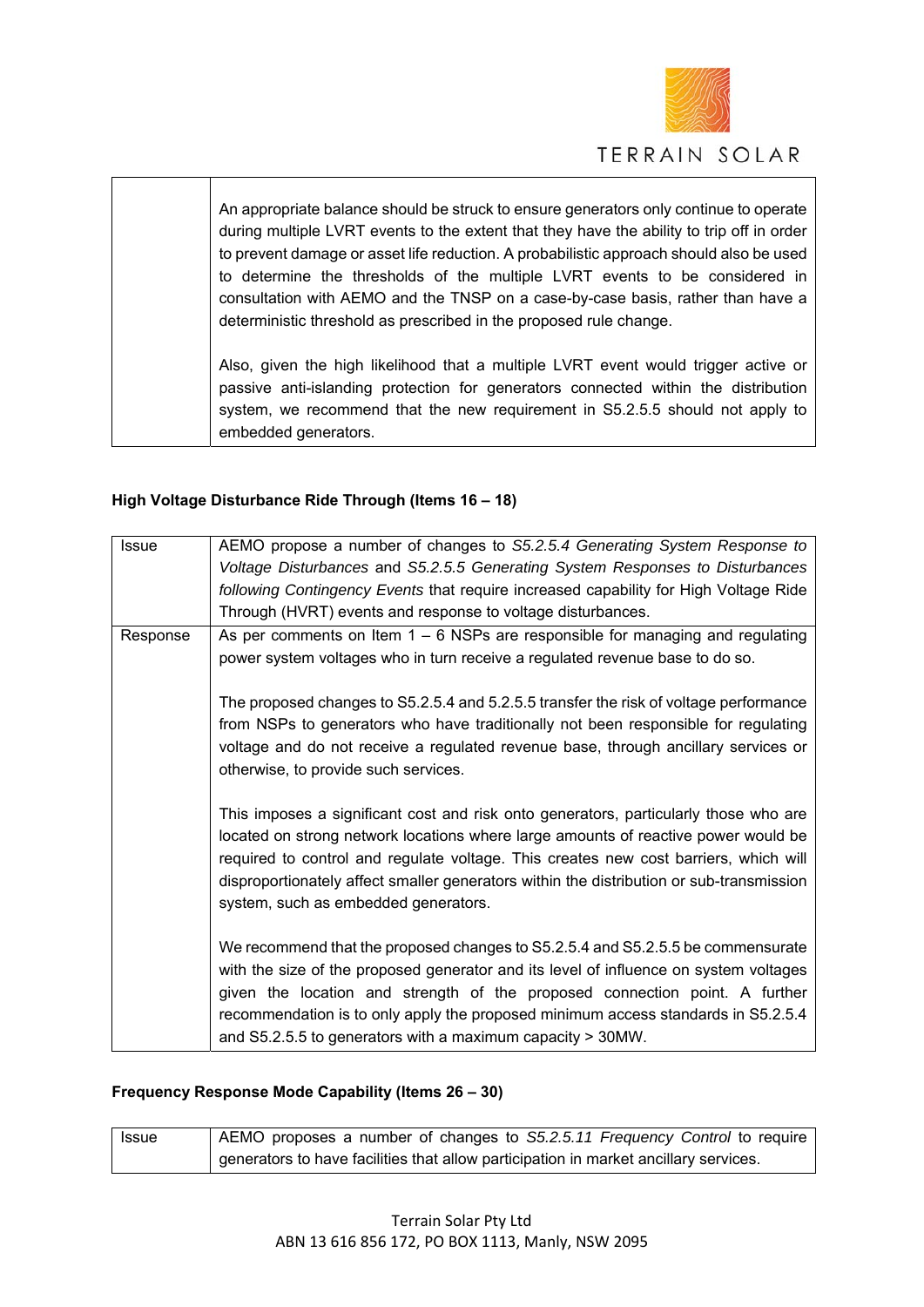| | |
|---|---|
| | An appropriate balance should be struck to ensure generators only continue to operate during multiple LVRT events to the extent that they have the ability to trip off in order to prevent damage or asset life reduction. A probabilistic approach should also be used to determine the thresholds of the multiple LVRT events to be considered in consultation with AEMO and the TNSP on a case-by-case basis, rather than have a deterministic threshold as prescribed in the proposed rule change.<br><br>Also, given the high likelihood that a multiple LVRT event would trigger active or passive anti-islanding protection for generators connected within the distribution system, we recommend that the new requirement in S5.2.5.5 should not apply to embedded generators. |

**High Voltage Disturbance Ride Through (Items 16 – 18)**

| | |
|---|---|
| Issue | AEMO propose a number of changes to *S5.2.5.4 Generating System Response to Voltage Disturbances* and *S5.2.5.5 Generating System Responses to Disturbances following Contingency Events* that require increased capability for High Voltage Ride Through (HVRT) events and response to voltage disturbances. |
| Response | As per comments on Item 1 – 6 NSPs are responsible for managing and regulating power system voltages who in turn receive a regulated revenue base to do so.<br><br>The proposed changes to S5.2.5.4 and 5.2.5.5 transfer the risk of voltage performance from NSPs to generators who have traditionally not been responsible for regulating voltage and do not receive a regulated revenue base, through ancillary services or otherwise, to provide such services.<br><br>This imposes a significant cost and risk onto generators, particularly those who are located on strong network locations where large amounts of reactive power would be required to control and regulate voltage. This creates new cost barriers, which will disproportionately affect smaller generators within the distribution or sub-transmission system, such as embedded generators.<br><br>We recommend that the proposed changes to S5.2.5.4 and S5.2.5.5 be commensurate with the size of the proposed generator and its level of influence on system voltages given the location and strength of the proposed connection point. A further recommendation is to only apply the proposed minimum access standards in S5.2.5.4 and S5.2.5.5 to generators with a maximum capacity > 30MW. |

**Frequency Response Mode Capability (Items 26 – 30)**

| | |
|---|---|
| Issue | AEMO proposes a number of changes to *S5.2.5.11 Frequency Control* to require generators to have facilities that allow participation in market ancillary services. |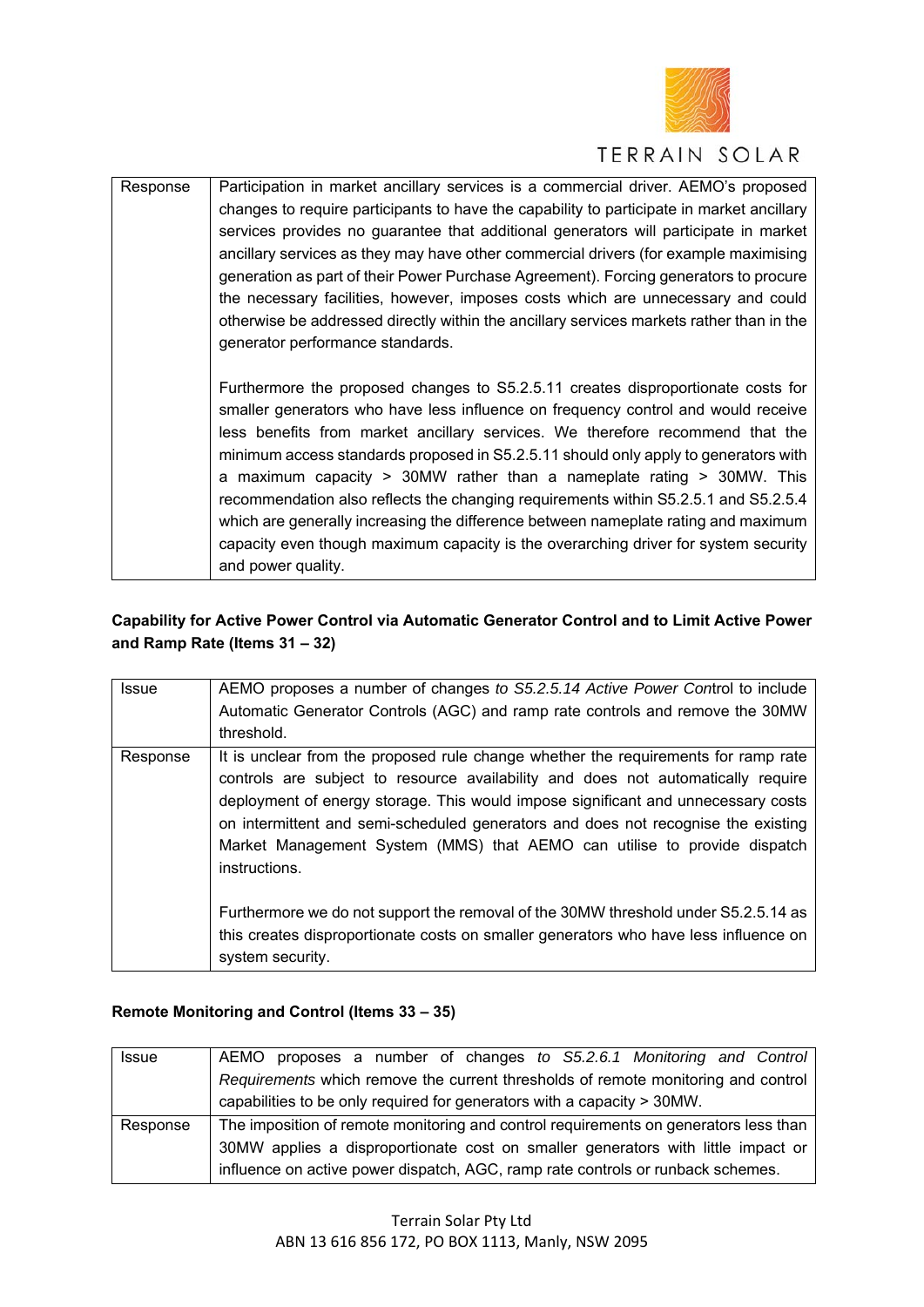| | |
|---|---|
| Response | Participation in market ancillary services is a commercial driver. AEMO's proposed changes to require participants to have the capability to participate in market ancillary services provides no guarantee that additional generators will participate in market ancillary services as they may have other commercial drivers (for example maximising generation as part of their Power Purchase Agreement). Forcing generators to procure the necessary facilities, however, imposes costs which are unnecessary and could otherwise be addressed directly within the ancillary services markets rather than in the generator performance standards.<br><br>Furthermore the proposed changes to S5.2.5.11 creates disproportionate costs for smaller generators who have less influence on frequency control and would receive less benefits from market ancillary services. We therefore recommend that the minimum access standards proposed in S5.2.5.11 should only apply to generators with a maximum capacity > 30MW rather than a nameplate rating > 30MW. This recommendation also reflects the changing requirements within S5.2.5.1 and S5.2.5.4 which are generally increasing the difference between nameplate rating and maximum capacity even though maximum capacity is the overarching driver for system security and power quality. |

**Capability for Active Power Control via Automatic Generator Control and to Limit Active Power and Ramp Rate (Items 31 – 32)**

| | |
|---|---|
| Issue | AEMO proposes a number of changes *to S5.2.5.14 Active Power Con*trol to include Automatic Generator Controls (AGC) and ramp rate controls and remove the 30MW threshold. |
| Response | It is unclear from the proposed rule change whether the requirements for ramp rate controls are subject to resource availability and does not automatically require deployment of energy storage. This would impose significant and unnecessary costs on intermittent and semi-scheduled generators and does not recognise the existing Market Management System (MMS) that AEMO can utilise to provide dispatch instructions.<br><br>Furthermore we do not support the removal of the 30MW threshold under S5.2.5.14 as this creates disproportionate costs on smaller generators who have less influence on system security. |

**Remote Monitoring and Control (Items 33 – 35)**

| | |
|---|---|
| Issue | AEMO proposes a number of changes *to S5.2.6.1 Monitoring and Control Requirements* which remove the current thresholds of remote monitoring and control capabilities to be only required for generators with a capacity > 30MW. |
| Response | The imposition of remote monitoring and control requirements on generators less than 30MW applies a disproportionate cost on smaller generators with little impact or influence on active power dispatch, AGC, ramp rate controls or runback schemes. |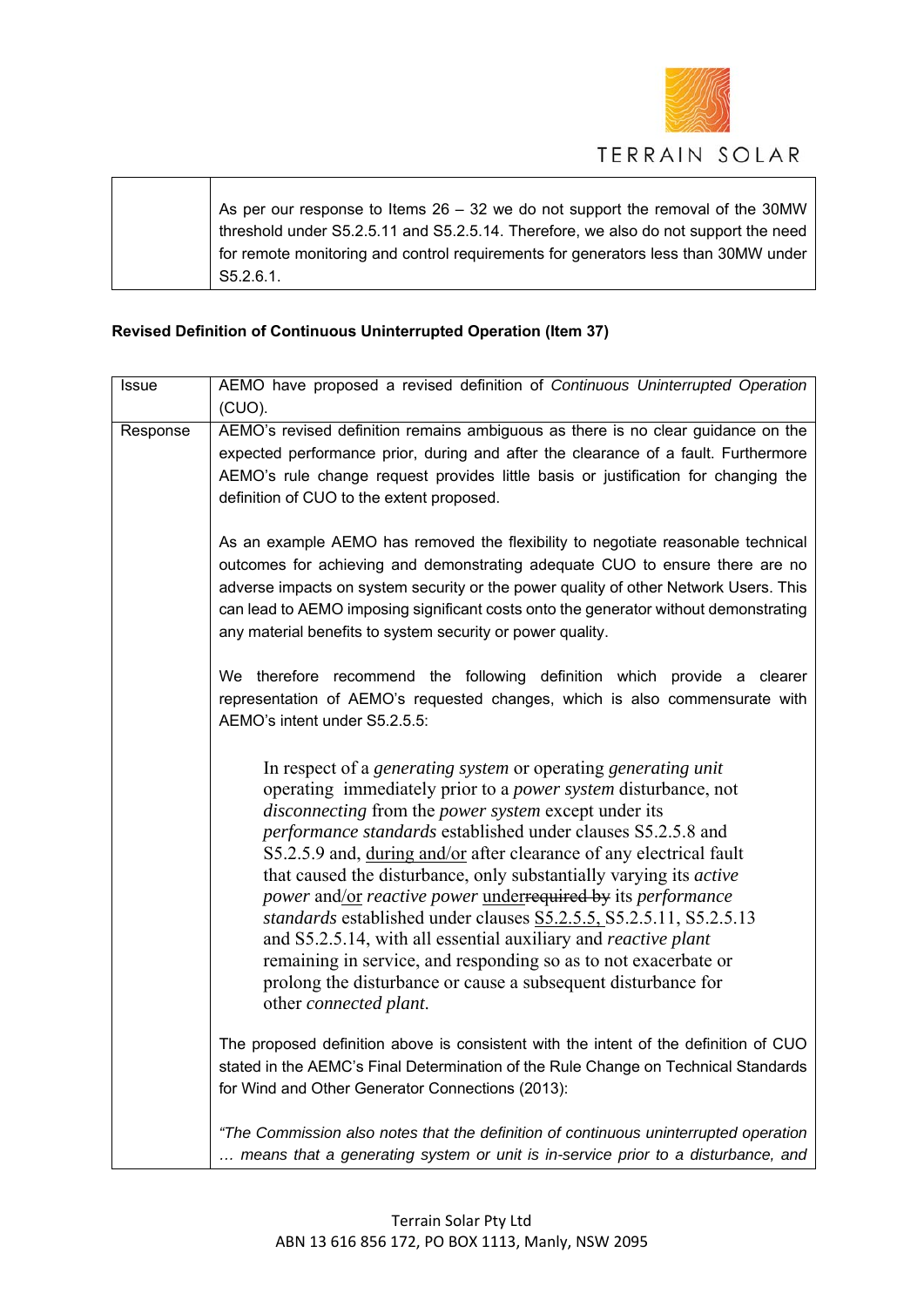| | |
|---|---|
| | As per our response to Items 26 – 32 we do not support the removal of the 30MW threshold under S5.2.5.11 and S5.2.5.14. Therefore, we also do not support the need for remote monitoring and control requirements for generators less than 30MW under S5.2.6.1. |

**Revised Definition of Continuous Uninterrupted Operation (Item 37)**

| | |
|---|---|
| Issue | AEMO have proposed a revised definition of *Continuous Uninterrupted Operation* (CUO). |
| Response | AEMO's revised definition remains ambiguous as there is no clear guidance on the expected performance prior, during and after the clearance of a fault. Furthermore AEMO's rule change request provides little basis or justification for changing the definition of CUO to the extent proposed.<br><br>As an example AEMO has removed the flexibility to negotiate reasonable technical outcomes for achieving and demonstrating adequate CUO to ensure there are no adverse impacts on system security or the power quality of other Network Users. This can lead to AEMO imposing significant costs onto the generator without demonstrating any material benefits to system security or power quality.<br><br>We therefore recommend the following definition which provide a clearer representation of AEMO's requested changes, which is also commensurate with AEMO's intent under S5.2.5.5:<br><br>In respect of a *generating system* or operating *generating unit* operating immediately prior to a *power system* disturbance, not *disconnecting* from the *power system* except under its *performance standards* established under clauses S5.2.5.8 and S5.2.5.9 and, <u>during and/or</u> after clearance of any electrical fault that caused the disturbance, only substantially varying its *active power* and<u>/or</u> *reactive power* <u>under</u>~~required by~~ its *performance standards* established under clauses <u>S5.2.5.5,</u> S5.2.5.11, S5.2.5.13 and S5.2.5.14, with all essential auxiliary and *reactive plant* remaining in service, and responding so as to not exacerbate or prolong the disturbance or cause a subsequent disturbance for other *connected plant*.<br><br>The proposed definition above is consistent with the intent of the definition of CUO stated in the AEMC's Final Determination of the Rule Change on Technical Standards for Wind and Other Generator Connections (2013):<br><br>*"The Commission also notes that the definition of continuous uninterrupted operation … means that a generating system or unit is in-service prior to a disturbance, and* |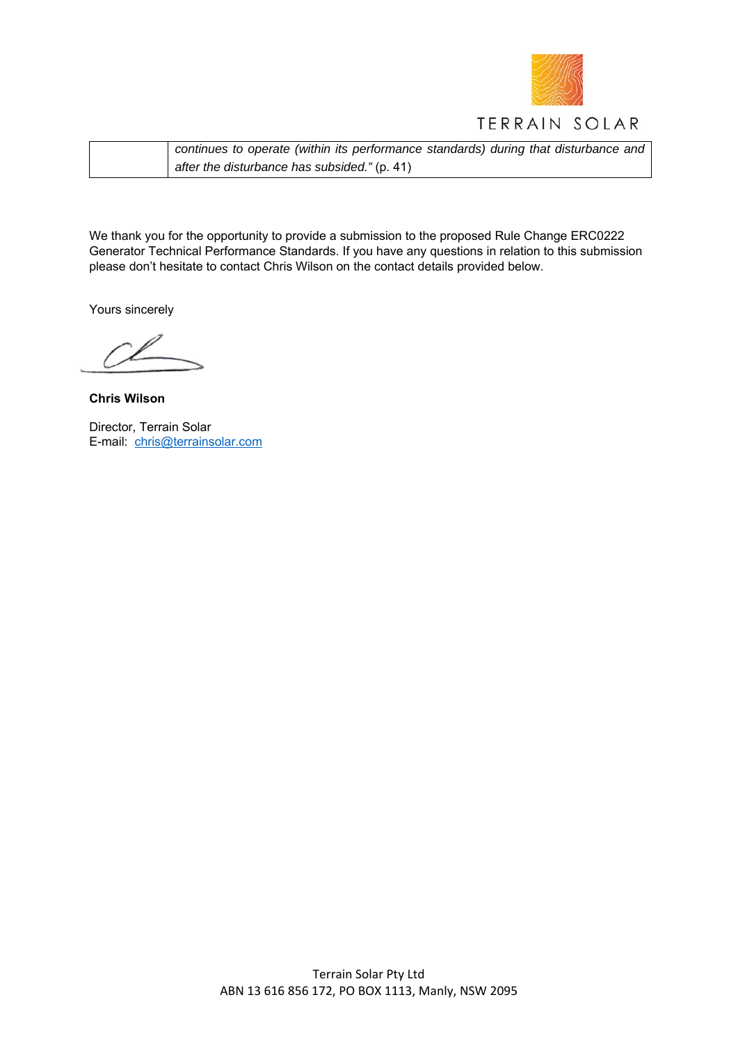| | |
|---|---|
| | *continues to operate (within its performance standards) during that disturbance and after the disturbance has subsided."* (p. 41) |

We thank you for the opportunity to provide a submission to the proposed Rule Change ERC0222 Generator Technical Performance Standards. If you have any questions in relation to this submission please don't hesitate to contact Chris Wilson on the contact details provided below.

Yours sincerely

**Chris Wilson**

Director, Terrain Solar
E-mail: chris@terrainsolar.com

Terrain Solar Pty Ltd
ABN 13 616 856 172, PO BOX 1113, Manly, NSW 2095